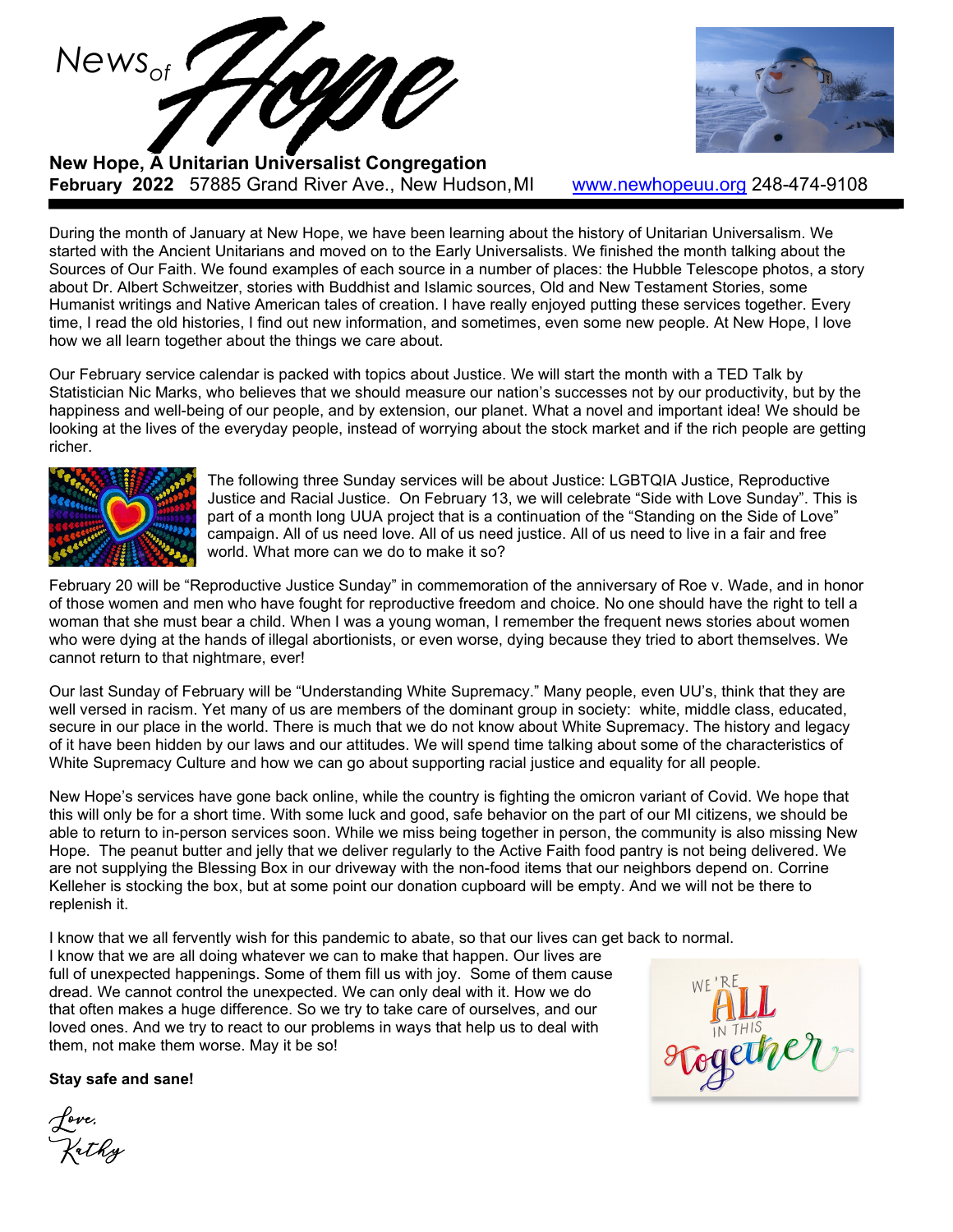# News of Hope

**New Hope, A Unitarian Universalist Congregation**
**February 2022** 57885 Grand River Ave., New Hudson, MI www.newhopeuu.org 248-474-9108

During the month of January at New Hope, we have been learning about the history of Unitarian Universalism. We started with the Ancient Unitarians and moved on to the Early Universalists. We finished the month talking about the Sources of Our Faith. We found examples of each source in a number of places: the Hubble Telescope photos, a story about Dr. Albert Schweitzer, stories with Buddhist and Islamic sources, Old and New Testament Stories, some Humanist writings and Native American tales of creation. I have really enjoyed putting these services together. Every time, I read the old histories, I find out new information, and sometimes, even some new people. At New Hope, I love how we all learn together about the things we care about.

Our February service calendar is packed with topics about Justice. We will start the month with a TED Talk by Statistician Nic Marks, who believes that we should measure our nation's successes not by our productivity, but by the happiness and well-being of our people, and by extension, our planet. What a novel and important idea! We should be looking at the lives of the everyday people, instead of worrying about the stock market and if the rich people are getting richer.

The following three Sunday services will be about Justice: LGBTQIA Justice, Reproductive Justice and Racial Justice. On February 13, we will celebrate "Side with Love Sunday". This is part of a month long UUA project that is a continuation of the "Standing on the Side of Love" campaign. All of us need love. All of us need justice. All of us need to live in a fair and free world. What more can we do to make it so?

February 20 will be "Reproductive Justice Sunday" in commemoration of the anniversary of Roe v. Wade, and in honor of those women and men who have fought for reproductive freedom and choice. No one should have the right to tell a woman that she must bear a child. When I was a young woman, I remember the frequent news stories about women who were dying at the hands of illegal abortionists, or even worse, dying because they tried to abort themselves. We cannot return to that nightmare, ever!

Our last Sunday of February will be "Understanding White Supremacy." Many people, even UU's, think that they are well versed in racism. Yet many of us are members of the dominant group in society: white, middle class, educated, secure in our place in the world. There is much that we do not know about White Supremacy. The history and legacy of it have been hidden by our laws and our attitudes. We will spend time talking about some of the characteristics of White Supremacy Culture and how we can go about supporting racial justice and equality for all people.

New Hope's services have gone back online, while the country is fighting the omicron variant of Covid. We hope that this will only be for a short time. With some luck and good, safe behavior on the part of our MI citizens, we should be able to return to in-person services soon. While we miss being together in person, the community is also missing New Hope. The peanut butter and jelly that we deliver regularly to the Active Faith food pantry is not being delivered. We are not supplying the Blessing Box in our driveway with the non-food items that our neighbors depend on. Corrine Kelleher is stocking the box, but at some point our donation cupboard will be empty. And we will not be there to replenish it.

I know that we all fervently wish for this pandemic to abate, so that our lives can get back to normal. I know that we are all doing whatever we can to make that happen. Our lives are full of unexpected happenings. Some of them fill us with joy. Some of them cause dread. We cannot control the unexpected. We can only deal with it. How we do that often makes a huge difference. So we try to take care of ourselves, and our loved ones. And we try to react to our problems in ways that help us to deal with them, not make them worse. May it be so!

We're ALL in this Together

**Stay safe and sane!**

*Love,*
*Kathy*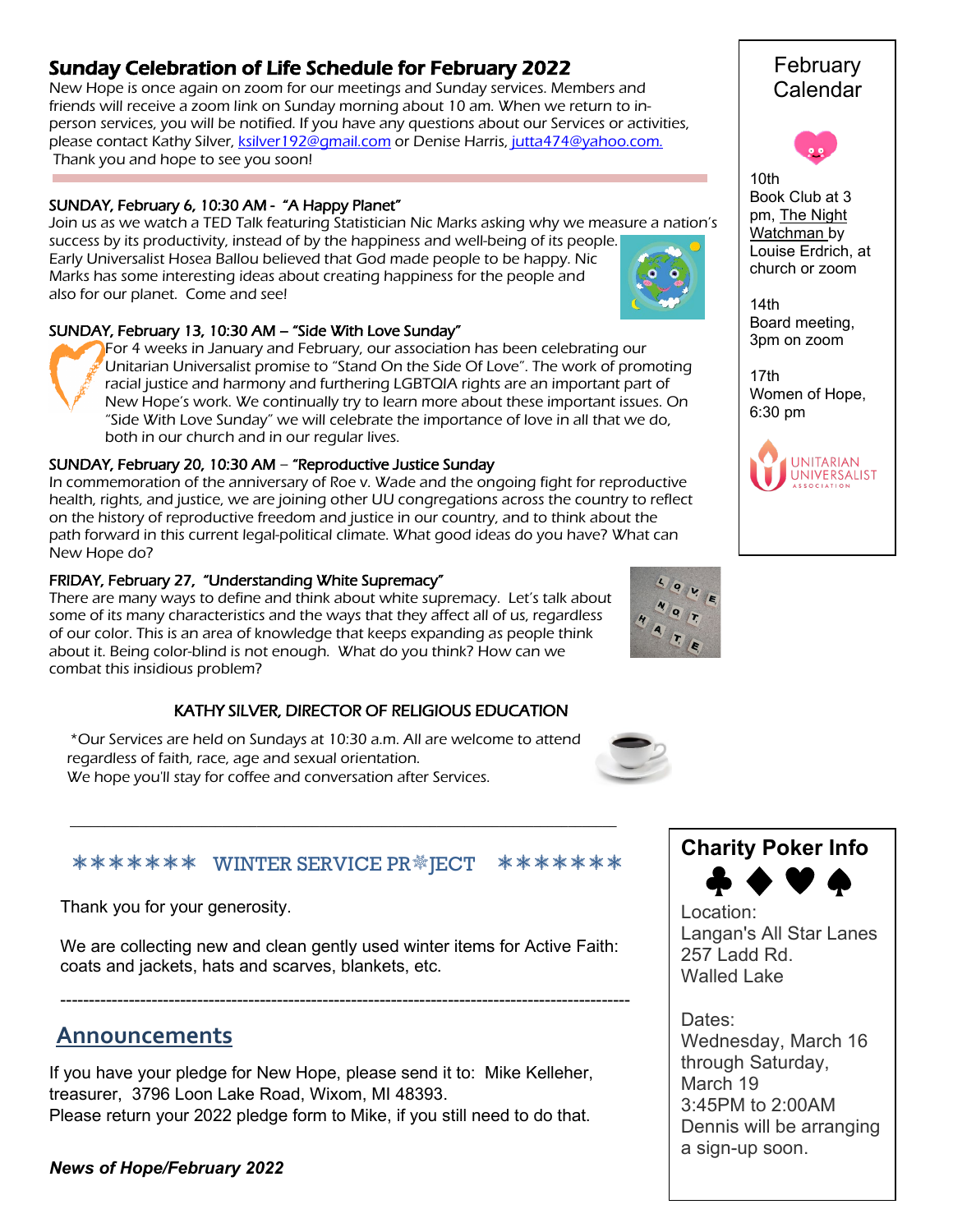## Sunday Celebration of Life Schedule for February 2022

New Hope is once again on zoom for our meetings and Sunday services. Members and friends will receive a zoom link on Sunday morning about 10 am. When we return to in-person services, you will be notified. If you have any questions about our Services or activities, please contact Kathy Silver, ksilver192@gmail.com or Denise Harris, jutta474@yahoo.com.
Thank you and hope to see you soon!

### SUNDAY, February 6, 10:30 AM - "A Happy Planet"

Join us as we watch a TED Talk featuring Statistician Nic Marks asking why we measure a nation's success by its productivity, instead of by the happiness and well-being of its people. Early Universalist Hosea Ballou believed that God made people to be happy. Nic Marks has some interesting ideas about creating happiness for the people and also for our planet. Come and see!

### SUNDAY, February 13, 10:30 AM – "Side With Love Sunday"

For 4 weeks in January and February, our association has been celebrating our Unitarian Universalist promise to "Stand On the Side Of Love". The work of promoting racial justice and harmony and furthering LGBTQIA rights are an important part of New Hope's work. We continually try to learn more about these important issues. On "Side With Love Sunday" we will celebrate the importance of love in all that we do, both in our church and in our regular lives.

### SUNDAY, February 20, 10:30 AM – "Reproductive Justice Sunday

In commemoration of the anniversary of Roe v. Wade and the ongoing fight for reproductive health, rights, and justice, we are joining other UU congregations across the country to reflect on the history of reproductive freedom and justice in our country, and to think about the path forward in this current legal-political climate. What good ideas do you have? What can New Hope do?

### FRIDAY, February 27, "Understanding White Supremacy"

There are many ways to define and think about white supremacy. Let's talk about some of its many characteristics and the ways that they affect all of us, regardless of our color. This is an area of knowledge that keeps expanding as people think about it. Being color-blind is not enough. What do you think? How can we combat this insidious problem?

KATHY SILVER, DIRECTOR OF RELIGIOUS EDUCATION

*Our Services are held on Sundays at 10:30 a.m. All are welcome to attend regardless of faith, race, age and sexual orientation.
We hope you'll stay for coffee and conversation after Services.

---

## February Calendar

10th
Book Club at 3 pm, The Night Watchman by Louise Erdrich, at church or zoom

14th
Board meeting, 3pm on zoom

17th
Women of Hope, 6:30 pm

UNITARIAN UNIVERSALIST ASSOCIATION

---

## ******* WINTER SERVICE PR❄JECT *******

Thank you for your generosity.

We are collecting new and clean gently used winter items for Active Faith: coats and jackets, hats and scarves, blankets, etc.

---

## Announcements

If you have your pledge for New Hope, please send it to: Mike Kelleher, treasurer, 3796 Loon Lake Road, Wixom, MI 48393.
Please return your 2022 pledge form to Mike, if you still need to do that.

## Charity Poker Info

♣ ♦ ♥ ♠

Location:
Langan's All Star Lanes
257 Ladd Rd.
Walled Lake

Dates:
Wednesday, March 16 through Saturday, March 19
3:45PM to 2:00AM
Dennis will be arranging a sign-up soon.

*News of Hope/February 2022*